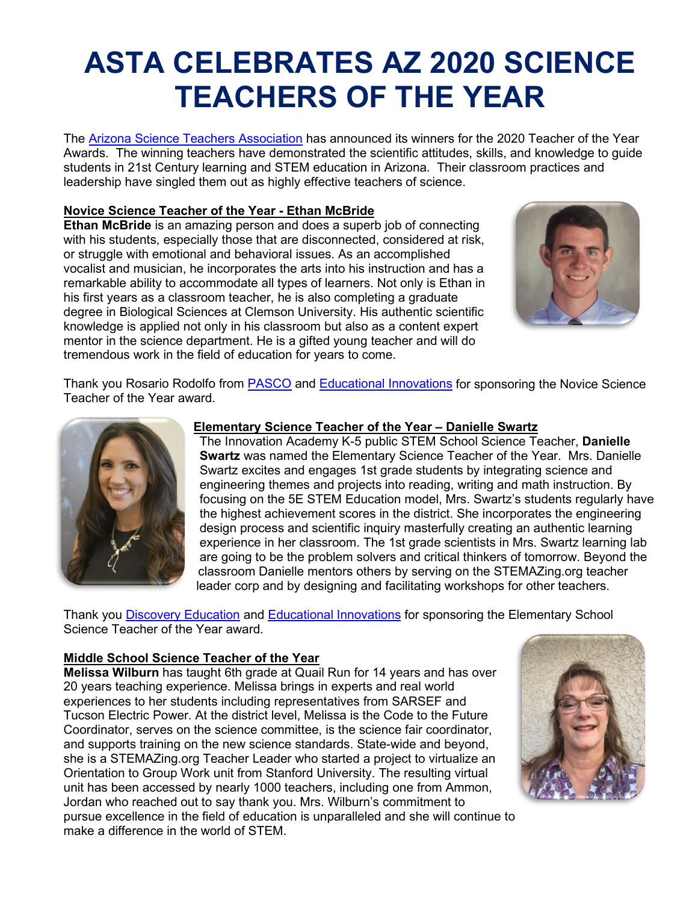# ASTA CELEBRATES AZ 2020 SCIENCE TEACHERS OF THE YEAR

The Arizona Science Teachers Association has announced its winners for the 2020 Teacher of the Year Awards. The winning teachers have demonstrated the scientific attitudes, skills, and knowledge to guide students in 21st Century learning and STEM education in Arizona. Their classroom practices and leadership have singled them out as highly effective teachers of science.

## Novice Science Teacher of the Year - Ethan McBride

**Ethan McBride** is an amazing person and does a superb job of connecting with his students, especially those that are disconnected, considered at risk, or struggle with emotional and behavioral issues. As an accomplished vocalist and musician, he incorporates the arts into his instruction and has a remarkable ability to accommodate all types of learners. Not only is Ethan in his first years as a classroom teacher, he is also completing a graduate degree in Biological Sciences at Clemson University. His authentic scientific knowledge is applied not only in his classroom but also as a content expert mentor in the science department. He is a gifted young teacher and will do tremendous work in the field of education for years to come.

Thank you Rosario Rodolfo from PASCO and Educational Innovations for sponsoring the Novice Science Teacher of the Year award.

## Elementary Science Teacher of the Year – Danielle Swartz

The Innovation Academy K-5 public STEM School Science Teacher, **Danielle Swartz** was named the Elementary Science Teacher of the Year. Mrs. Danielle Swartz excites and engages 1st grade students by integrating science and engineering themes and projects into reading, writing and math instruction. By focusing on the 5E STEM Education model, Mrs. Swartz's students regularly have the highest achievement scores in the district. She incorporates the engineering design process and scientific inquiry masterfully creating an authentic learning experience in her classroom. The 1st grade scientists in Mrs. Swartz learning lab are going to be the problem solvers and critical thinkers of tomorrow. Beyond the classroom Danielle mentors others by serving on the STEMAZing.org teacher leader corp and by designing and facilitating workshops for other teachers.

Thank you Discovery Education and Educational Innovations for sponsoring the Elementary School Science Teacher of the Year award.

## Middle School Science Teacher of the Year

**Melissa Wilburn** has taught 6th grade at Quail Run for 14 years and has over 20 years teaching experience. Melissa brings in experts and real world experiences to her students including representatives from SARSEF and Tucson Electric Power. At the district level, Melissa is the Code to the Future Coordinator, serves on the science committee, is the science fair coordinator, and supports training on the new science standards. State-wide and beyond, she is a STEMAZing.org Teacher Leader who started a project to virtualize an Orientation to Group Work unit from Stanford University. The resulting virtual unit has been accessed by nearly 1000 teachers, including one from Ammon, Jordan who reached out to say thank you. Mrs. Wilburn's commitment to pursue excellence in the field of education is unparalleled and she will continue to make a difference in the world of STEM.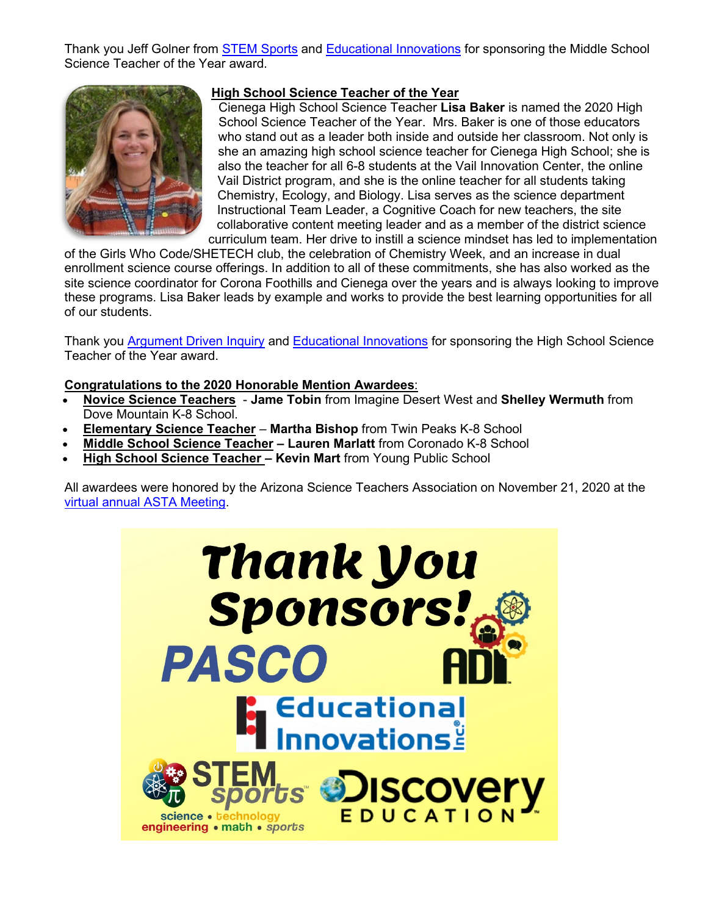Thank you Jeff Golner from STEM Sports and Educational Innovations for sponsoring the Middle School Science Teacher of the Year award.

## High School Science Teacher of the Year

Cienega High School Science Teacher **Lisa Baker** is named the 2020 High School Science Teacher of the Year. Mrs. Baker is one of those educators who stand out as a leader both inside and outside her classroom. Not only is she an amazing high school science teacher for Cienega High School; she is also the teacher for all 6-8 students at the Vail Innovation Center, the online Vail District program, and she is the online teacher for all students taking Chemistry, Ecology, and Biology. Lisa serves as the science department Instructional Team Leader, a Cognitive Coach for new teachers, the site collaborative content meeting leader and as a member of the district science curriculum team. Her drive to instill a science mindset has led to implementation of the Girls Who Code/SHETECH club, the celebration of Chemistry Week, and an increase in dual enrollment science course offerings. In addition to all of these commitments, she has also worked as the site science coordinator for Corona Foothills and Cienega over the years and is always looking to improve these programs. Lisa Baker leads by example and works to provide the best learning opportunities for all of our students.

Thank you Argument Driven Inquiry and Educational Innovations for sponsoring the High School Science Teacher of the Year award.

**Congratulations to the 2020 Honorable Mention Awardees**:

- **Novice Science Teachers** - **Jame Tobin** from Imagine Desert West and **Shelley Wermuth** from Dove Mountain K-8 School.
- **Elementary Science Teacher** – **Martha Bishop** from Twin Peaks K-8 School
- **Middle School Science Teacher – Lauren Marlatt** from Coronado K-8 School
- **High School Science Teacher – Kevin Mart** from Young Public School

All awardees were honored by the Arizona Science Teachers Association on November 21, 2020 at the virtual annual ASTA Meeting.

Thank You Sponsors!

PASCO

ADI

Educational Innovations Inc.

STEM sports
science • technology
engineering • math • sports

Discovery EDUCATION